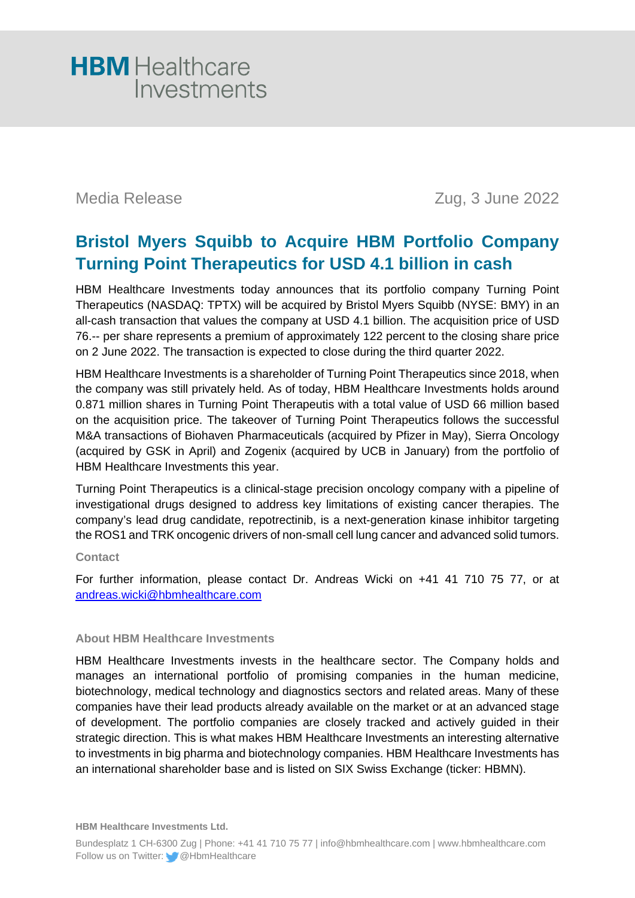HBM Healthcare Investments

Media Release

Zug, 3 June 2022

# Bristol Myers Squibb to Acquire HBM Portfolio Company Turning Point Therapeutics for USD 4.1 billion in cash

HBM Healthcare Investments today announces that its portfolio company Turning Point Therapeutics (NASDAQ: TPTX) will be acquired by Bristol Myers Squibb (NYSE: BMY) in an all-cash transaction that values the company at USD 4.1 billion. The acquisition price of USD 76.-- per share represents a premium of approximately 122 percent to the closing share price on 2 June 2022. The transaction is expected to close during the third quarter 2022.

HBM Healthcare Investments is a shareholder of Turning Point Therapeutics since 2018, when the company was still privately held. As of today, HBM Healthcare Investments holds around 0.871 million shares in Turning Point Therapeutis with a total value of USD 66 million based on the acquisition price. The takeover of Turning Point Therapeutics follows the successful M&A transactions of Biohaven Pharmaceuticals (acquired by Pfizer in May), Sierra Oncology (acquired by GSK in April) and Zogenix (acquired by UCB in January) from the portfolio of HBM Healthcare Investments this year.

Turning Point Therapeutics is a clinical-stage precision oncology company with a pipeline of investigational drugs designed to address key limitations of existing cancer therapies. The company's lead drug candidate, repotrectinib, is a next-generation kinase inhibitor targeting the ROS1 and TRK oncogenic drivers of non-small cell lung cancer and advanced solid tumors.

**Contact**

For further information, please contact Dr. Andreas Wicki on +41 41 710 75 77, or at andreas.wicki@hbmhealthcare.com

**About HBM Healthcare Investments**

HBM Healthcare Investments invests in the healthcare sector. The Company holds and manages an international portfolio of promising companies in the human medicine, biotechnology, medical technology and diagnostics sectors and related areas. Many of these companies have their lead products already available on the market or at an advanced stage of development. The portfolio companies are closely tracked and actively guided in their strategic direction. This is what makes HBM Healthcare Investments an interesting alternative to investments in big pharma and biotechnology companies. HBM Healthcare Investments has an international shareholder base and is listed on SIX Swiss Exchange (ticker: HBMN).

**HBM Healthcare Investments Ltd.**

Bundesplatz 1 CH-6300 Zug | Phone: +41 41 710 75 77 | info@hbmhealthcare.com | www.hbmhealthcare.com
Follow us on Twitter: @HbmHealthcare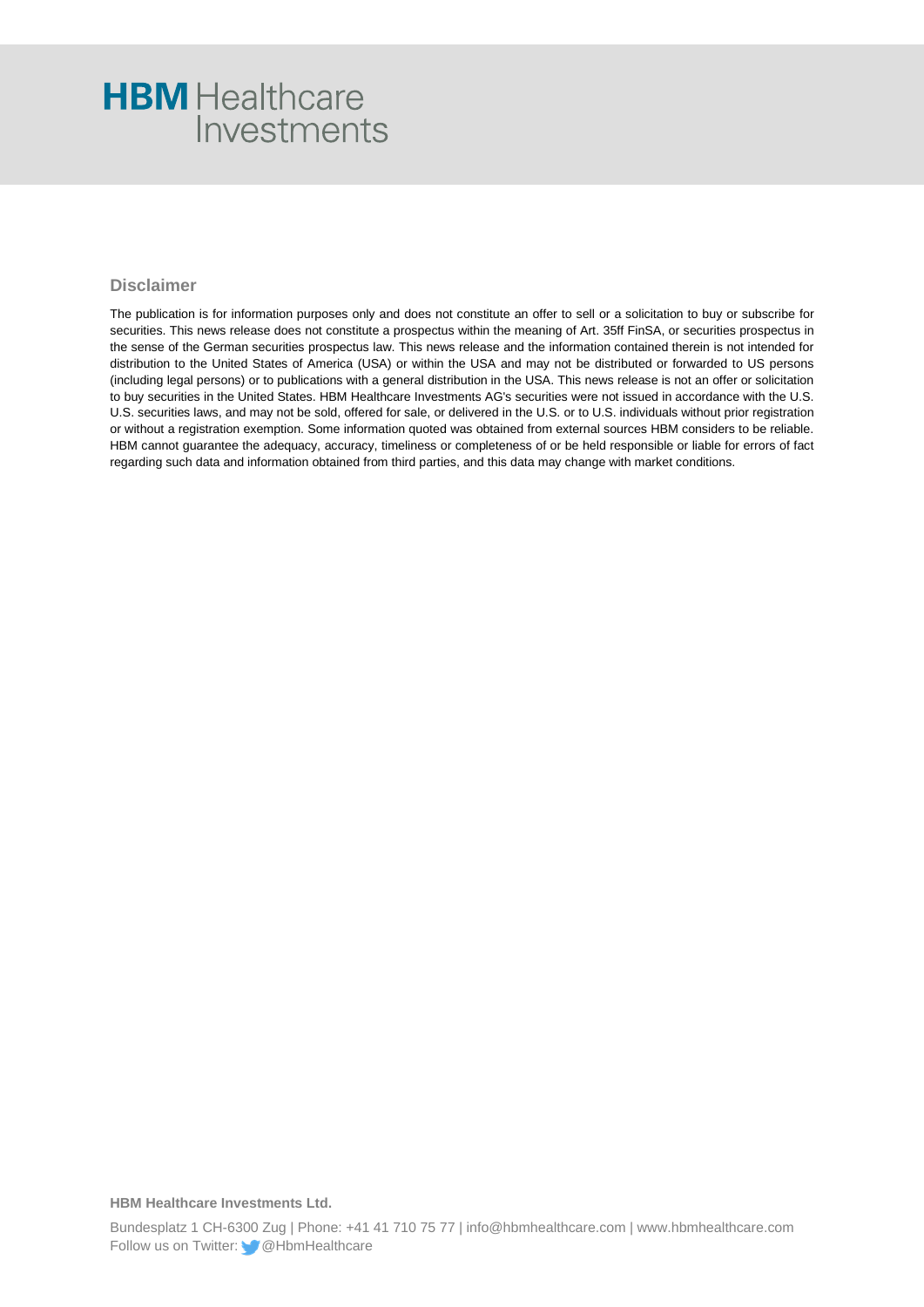## Disclaimer

The publication is for information purposes only and does not constitute an offer to sell or a solicitation to buy or subscribe for securities. This news release does not constitute a prospectus within the meaning of Art. 35ff FinSA, or securities prospectus in the sense of the German securities prospectus law. This news release and the information contained therein is not intended for distribution to the United States of America (USA) or within the USA and may not be distributed or forwarded to US persons (including legal persons) or to publications with a general distribution in the USA. This news release is not an offer or solicitation to buy securities in the United States. HBM Healthcare Investments AG's securities were not issued in accordance with the U.S. U.S. securities laws, and may not be sold, offered for sale, or delivered in the U.S. or to U.S. individuals without prior registration or without a registration exemption. Some information quoted was obtained from external sources HBM considers to be reliable. HBM cannot guarantee the adequacy, accuracy, timeliness or completeness of or be held responsible or liable for errors of fact regarding such data and information obtained from third parties, and this data may change with market conditions.

**HBM Healthcare Investments Ltd.**

Bundesplatz 1 CH-6300 Zug | Phone: +41 41 710 75 77 | info@hbmhealthcare.com | www.hbmhealthcare.com
Follow us on Twitter: @HbmHealthcare